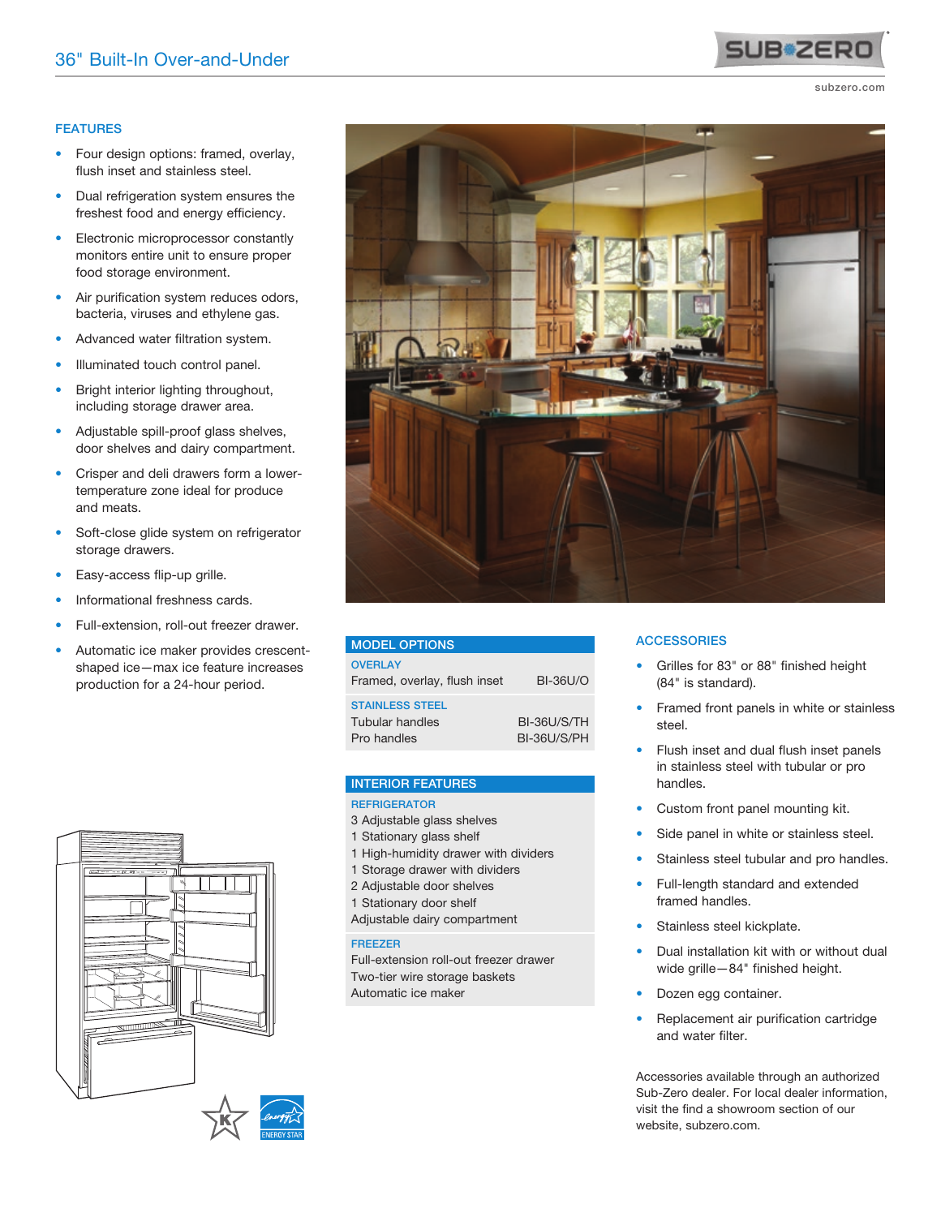# 36" Built-In Over-and-Under

subzero.com

## FEATURES

- Four design options: framed, overlay, flush inset and stainless steel.
- Dual refrigeration system ensures the freshest food and energy efficiency.
- Electronic microprocessor constantly monitors entire unit to ensure proper food storage environment.
- Air purification system reduces odors, bacteria, viruses and ethylene gas.
- Advanced water filtration system.
- Illuminated touch control panel.
- Bright interior lighting throughout, including storage drawer area.
- Adjustable spill-proof glass shelves, door shelves and dairy compartment.
- Crisper and deli drawers form a lower-temperature zone ideal for produce and meats.
- Soft-close glide system on refrigerator storage drawers.
- Easy-access flip-up grille.
- Informational freshness cards.
- Full-extension, roll-out freezer drawer.
- Automatic ice maker provides crescent-shaped ice—max ice feature increases production for a 24-hour period.

## MODEL OPTIONS

| | |
|---|---|
| **OVERLAY** | |
| Framed, overlay, flush inset | BI-36U/O |
| **STAINLESS STEEL** | |
| Tubular handles | BI-36U/S/TH |
| Pro handles | BI-36U/S/PH |

## INTERIOR FEATURES

**REFRIGERATOR**

3 Adjustable glass shelves
1 Stationary glass shelf
1 High-humidity drawer with dividers
1 Storage drawer with dividers
2 Adjustable door shelves
1 Stationary door shelf
Adjustable dairy compartment

**FREEZER**

Full-extension roll-out freezer drawer
Two-tier wire storage baskets
Automatic ice maker

## ACCESSORIES

- Grilles for 83" or 88" finished height (84" is standard).
- Framed front panels in white or stainless steel.
- Flush inset and dual flush inset panels in stainless steel with tubular or pro handles.
- Custom front panel mounting kit.
- Side panel in white or stainless steel.
- Stainless steel tubular and pro handles.
- Full-length standard and extended framed handles.
- Stainless steel kickplate.
- Dual installation kit with or without dual wide grille—84" finished height.
- Dozen egg container.
- Replacement air purification cartridge and water filter.

Accessories available through an authorized Sub-Zero dealer. For local dealer information, visit the find a showroom section of our website, subzero.com.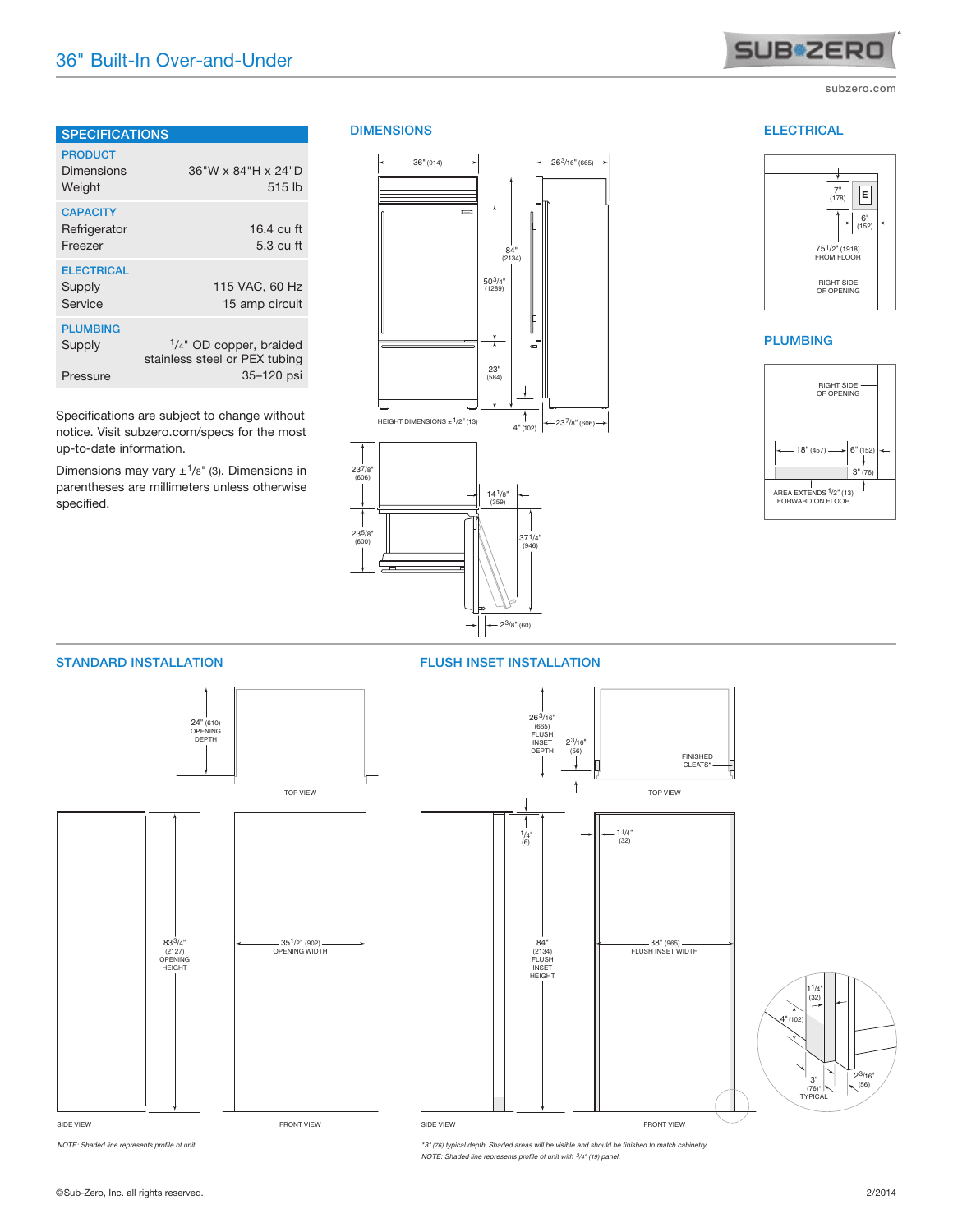# 36" Built-In Over-and-Under

SUB-ZERO

subzero.com

## SPECIFICATIONS

| | |
|---|---|
| **PRODUCT** | |
| Dimensions | 36"W x 84"H x 24"D |
| Weight | 515 lb |
| **CAPACITY** | |
| Refrigerator | 16.4 cu ft |
| Freezer | 5.3 cu ft |
| **ELECTRICAL** | |
| Supply | 115 VAC, 60 Hz |
| Service | 15 amp circuit |
| **PLUMBING** | |
| Supply | 1/4" OD copper, braided stainless steel or PEX tubing |
| Pressure | 35–120 psi |

Specifications are subject to change without notice. Visit subzero.com/specs for the most up-to-date information.

Dimensions may vary ±1/8" (3). Dimensions in parentheses are millimeters unless otherwise specified.

## DIMENSIONS

36" (914)
26 3/16" (665)
84" (2134)
50 3/4" (1289)
23" (584)
HEIGHT DIMENSIONS ± 1/2" (13)
4" (102)
23 7/8" (606)
23 7/8" (606)
23 5/8" (600)
14 1/8" (359)
37 1/4" (946)
2 3/8" (60)

## ELECTRICAL

7" (178)
E
6" (152)
75 1/2" (1918) FROM FLOOR
RIGHT SIDE OF OPENING

## PLUMBING

RIGHT SIDE OF OPENING
18" (457)
6" (152)
3" (76)
AREA EXTENDS 1/2" (13) FORWARD ON FLOOR

## STANDARD INSTALLATION

24" (610) OPENING DEPTH
TOP VIEW
83 3/4" (2127) OPENING HEIGHT
35 1/2" (902) OPENING WIDTH
SIDE VIEW
FRONT VIEW

*NOTE: Shaded line represents profile of unit.*

## FLUSH INSET INSTALLATION

26 3/16" (665) FLUSH INSET DEPTH
2 3/16" (56)
FINISHED CLEATS*
TOP VIEW
1/4" (6)
1 1/4" (32)
84" (2134) FLUSH INSET HEIGHT
38" (965) FLUSH INSET WIDTH
1 1/4" (32)
4" (102)
3" (76)* TYPICAL
2 3/16" (56)
SIDE VIEW
FRONT VIEW

*\*3" (76) typical depth. Shaded areas will be visible and should be finished to match cabinetry.*
*NOTE: Shaded line represents profile of unit with 3/4" (19) panel.*

©Sub-Zero, Inc. all rights reserved.

2/2014